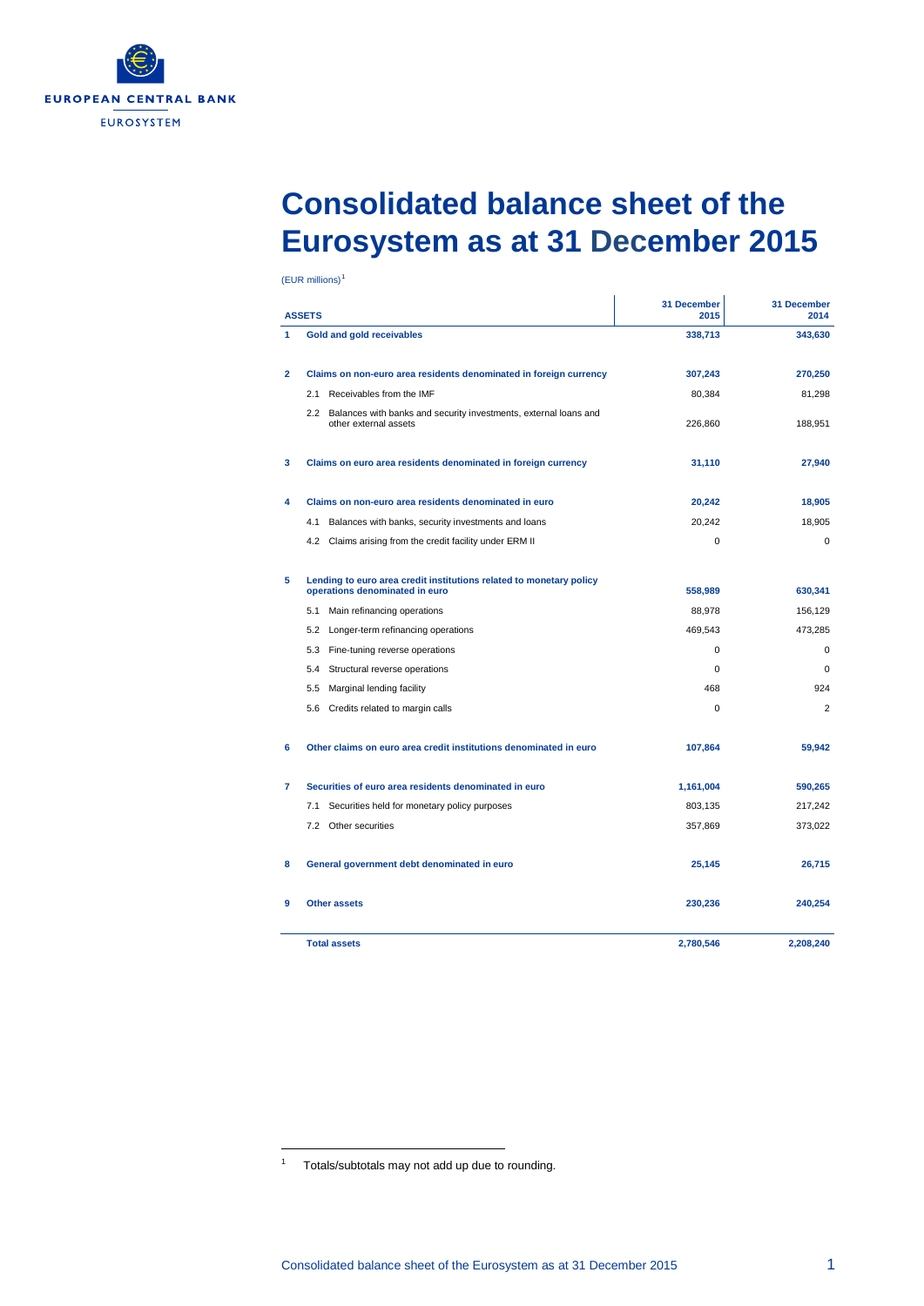# Consolidated balance sheet of the Eurosystem as at 31 December 2015

(EUR millions)[1]

| | ASSETS | 31 December 2015 | 31 December 2014 |
|---|---|---|---|
| **1** | **Gold and gold receivables** | **338,713** | **343,630** |
| **2** | **Claims on non-euro area residents denominated in foreign currency** | **307,243** | **270,250** |
| | 2.1 Receivables from the IMF | 80,384 | 81,298 |
| | 2.2 Balances with banks and security investments, external loans and other external assets | 226,860 | 188,951 |
| **3** | **Claims on euro area residents denominated in foreign currency** | **31,110** | **27,940** |
| **4** | **Claims on non-euro area residents denominated in euro** | **20,242** | **18,905** |
| | 4.1 Balances with banks, security investments and loans | 20,242 | 18,905 |
| | 4.2 Claims arising from the credit facility under ERM II | 0 | 0 |
| **5** | **Lending to euro area credit institutions related to monetary policy operations denominated in euro** | **558,989** | **630,341** |
| | 5.1 Main refinancing operations | 88,978 | 156,129 |
| | 5.2 Longer-term refinancing operations | 469,543 | 473,285 |
| | 5.3 Fine-tuning reverse operations | 0 | 0 |
| | 5.4 Structural reverse operations | 0 | 0 |
| | 5.5 Marginal lending facility | 468 | 924 |
| | 5.6 Credits related to margin calls | 0 | 2 |
| **6** | **Other claims on euro area credit institutions denominated in euro** | **107,864** | **59,942** |
| **7** | **Securities of euro area residents denominated in euro** | **1,161,004** | **590,265** |
| | 7.1 Securities held for monetary policy purposes | 803,135 | 217,242 |
| | 7.2 Other securities | 357,869 | 373,022 |
| **8** | **General government debt denominated in euro** | **25,145** | **26,715** |
| **9** | **Other assets** | **230,236** | **240,254** |
| | **Total assets** | **2,780,546** | **2,208,240** |

[1] Totals/subtotals may not add up due to rounding.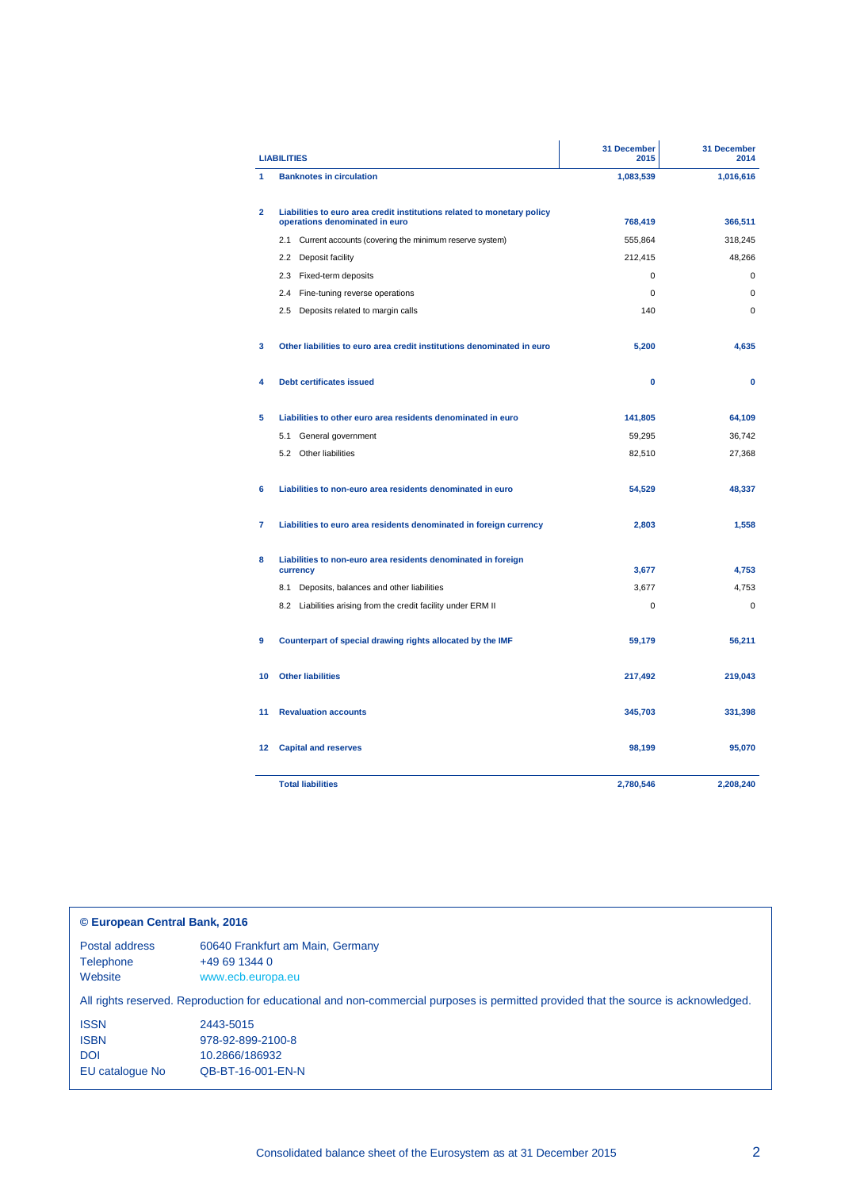| | LIABILITIES | 31 December 2015 | 31 December 2014 |
|---|---|---|---|
| **1** | **Banknotes in circulation** | **1,083,539** | **1,016,616** |
| **2** | **Liabilities to euro area credit institutions related to monetary policy operations denominated in euro** | **768,419** | **366,511** |
| | 2.1 Current accounts (covering the minimum reserve system) | 555,864 | 318,245 |
| | 2.2 Deposit facility | 212,415 | 48,266 |
| | 2.3 Fixed-term deposits | 0 | 0 |
| | 2.4 Fine-tuning reverse operations | 0 | 0 |
| | 2.5 Deposits related to margin calls | 140 | 0 |
| **3** | **Other liabilities to euro area credit institutions denominated in euro** | **5,200** | **4,635** |
| **4** | **Debt certificates issued** | **0** | **0** |
| **5** | **Liabilities to other euro area residents denominated in euro** | **141,805** | **64,109** |
| | 5.1 General government | 59,295 | 36,742 |
| | 5.2 Other liabilities | 82,510 | 27,368 |
| **6** | **Liabilities to non-euro area residents denominated in euro** | **54,529** | **48,337** |
| **7** | **Liabilities to euro area residents denominated in foreign currency** | **2,803** | **1,558** |
| **8** | **Liabilities to non-euro area residents denominated in foreign currency** | **3,677** | **4,753** |
| | 8.1 Deposits, balances and other liabilities | 3,677 | 4,753 |
| | 8.2 Liabilities arising from the credit facility under ERM II | 0 | 0 |
| **9** | **Counterpart of special drawing rights allocated by the IMF** | **59,179** | **56,211** |
| **10** | **Other liabilities** | **217,492** | **219,043** |
| **11** | **Revaluation accounts** | **345,703** | **331,398** |
| **12** | **Capital and reserves** | **98,199** | **95,070** |
| | **Total liabilities** | **2,780,546** | **2,208,240** |

**© European Central Bank, 2016**

Postal address 60640 Frankfurt am Main, Germany
Telephone +49 69 1344 0
Website www.ecb.europa.eu

All rights reserved. Reproduction for educational and non-commercial purposes is permitted provided that the source is acknowledged.

ISSN 2443-5015
ISBN 978-92-899-2100-8
DOI 10.2866/186932
EU catalogue No QB-BT-16-001-EN-N